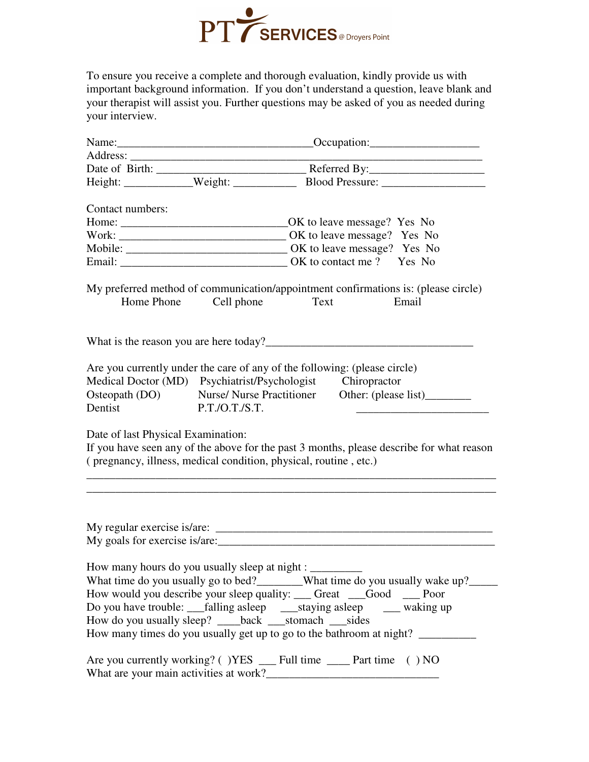# PT SERVICES @ Droyers Point

To ensure you receive a complete and thorough evaluation, kindly provide us with important background information. If you don't understand a question, leave blank and your therapist will assist you. Further questions may be asked of you as needed during your interview.

Name:_________________________________Occupation:__________________
Address: ____________________________________________________________
Date of Birth: ________________________ Referred By:___________________
Height: ___________Weight: ___________ Blood Pressure: _________________

Contact numbers:
Home: ____________________________OK to leave message? Yes No
Work: ____________________________ OK to leave message? Yes No
Mobile: ___________________________ OK to leave message? Yes No
Email: ____________________________ OK to contact me ? Yes No

My preferred method of communication/appointment confirmations is: (please circle)
Home Phone Cell phone Text Email

What is the reason you are here today?____________________________________

Are you currently under the care of any of the following: (please circle)
Medical Doctor (MD) Psychiatrist/Psychologist Chiropractor
Osteopath (DO) Nurse/ Nurse Practitioner Other: (please list)________
Dentist P.T./O.T./S.T. ______________________

Date of last Physical Examination:
If you have seen any of the above for the past 3 months, please describe for what reason ( pregnancy, illness, medical condition, physical, routine , etc.)
_________________________________________________________________________
_________________________________________________________________________

My regular exercise is/are: ______________________________________________
My goals for exercise is/are:______________________________________________

How many hours do you usually sleep at night : _________
What time do you usually go to bed?________What time do you usually wake up?_____
How would you describe your sleep quality: ___ Great ___Good ___ Poor
Do you have trouble: ___falling asleep ___staying asleep ___ waking up
How do you usually sleep? ____back ___stomach ___sides
How many times do you usually get up to go to the bathroom at night? __________

Are you currently working? ( )YES ___ Full time ____ Part time ( ) NO
What are your main activities at work?______________________________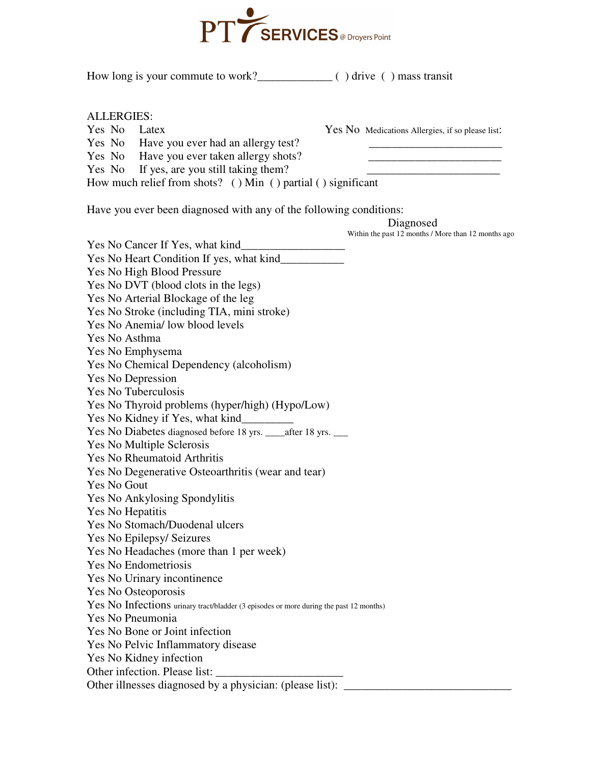How long is your commute to work?_____________ ( ) drive ( ) mass transit

ALLERGIES:

Yes No Latex

Yes No Have you ever had an allergy test?

Yes No Have you ever taken allergy shots?

Yes No If yes, are you still taking them?

How much relief from shots? ( ) Min ( ) partial ( ) significant

Yes No Medications Allergies, if so please list:

_______________________

_______________________

_______________________

Have you ever been diagnosed with any of the following conditions:

Diagnosed
Within the past 12 months / More than 12 months ago

Yes No Cancer If Yes, what kind__________________

Yes No Heart Condition If yes, what kind___________

Yes No High Blood Pressure

Yes No DVT (blood clots in the legs)

Yes No Arterial Blockage of the leg

Yes No Stroke (including TIA, mini stroke)

Yes No Anemia/ low blood levels

Yes No Asthma

Yes No Emphysema

Yes No Chemical Dependency (alcoholism)

Yes No Depression

Yes No Tuberculosis

Yes No Thyroid problems (hyper/high) (Hypo/Low)

Yes No Kidney if Yes, what kind_________

Yes No Diabetes diagnosed before 18 yrs. ____after 18 yrs. ___

Yes No Multiple Sclerosis

Yes No Rheumatoid Arthritis

Yes No Degenerative Osteoarthritis (wear and tear)

Yes No Gout

Yes No Ankylosing Spondylitis

Yes No Hepatitis

Yes No Stomach/Duodenal ulcers

Yes No Epilepsy/ Seizures

Yes No Headaches (more than 1 per week)

Yes No Endometriosis

Yes No Urinary incontinence

Yes No Osteoporosis

Yes No Infections urinary tract/bladder (3 episodes or more during the past 12 months)

Yes No Pneumonia

Yes No Bone or Joint infection

Yes No Pelvic Inflammatory disease

Yes No Kidney infection

Other infection. Please list: ______________________

Other illnesses diagnosed by a physician: (please list): _____________________________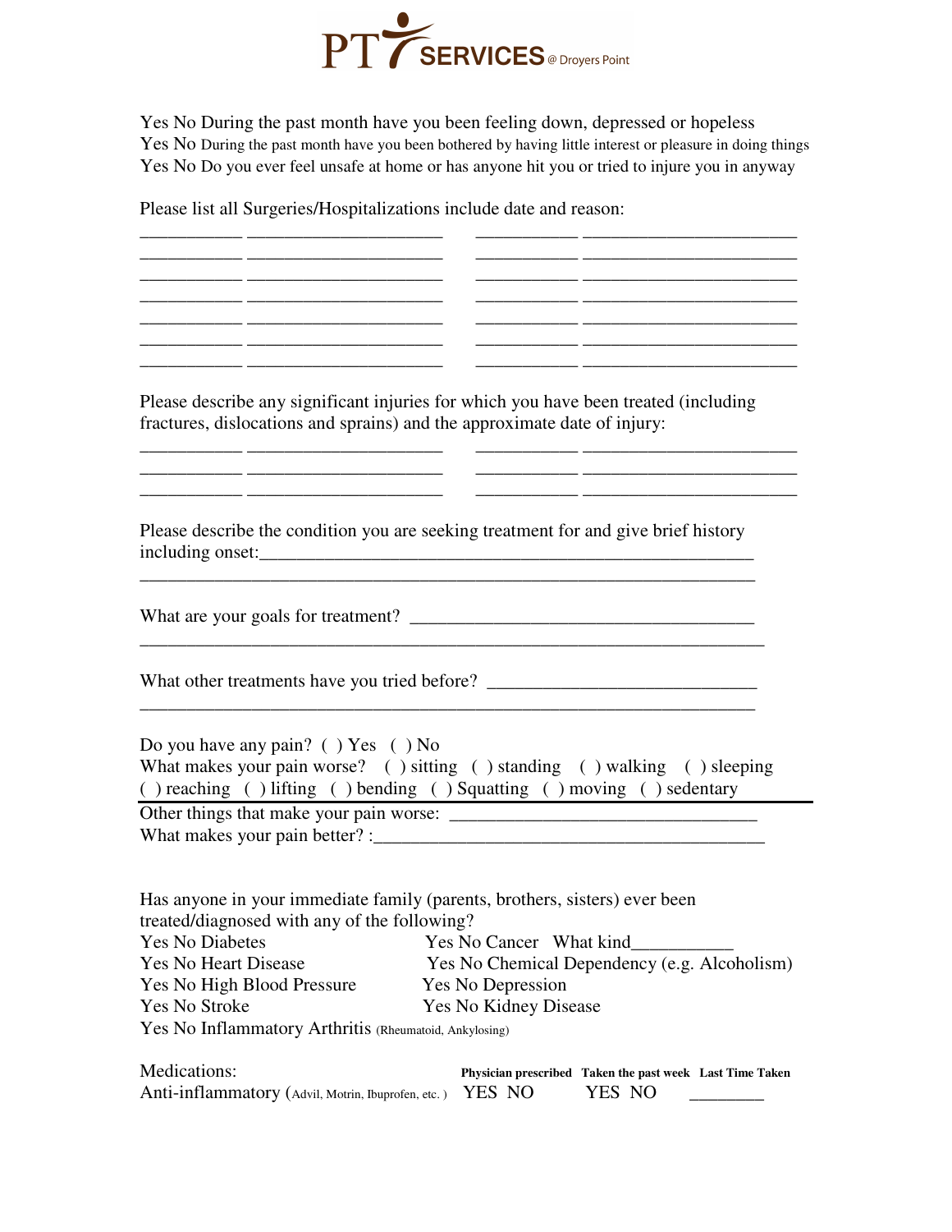Yes No During the past month have you been feeling down, depressed or hopeless
Yes No During the past month have you been bothered by having little interest or pleasure in doing things
Yes No Do you ever feel unsafe at home or has anyone hit you or tried to injure you in anyway

Please list all Surgeries/Hospitalizations include date and reason:

__________ ____________________ __________ ______________________
__________ ____________________ __________ ______________________
__________ ____________________ __________ ______________________
__________ ____________________ __________ ______________________
__________ ____________________ __________ ______________________
__________ ____________________ __________ ______________________
__________ ____________________ __________ ______________________

Please describe any significant injuries for which you have been treated (including fractures, dislocations and sprains) and the approximate date of injury:

__________ ____________________ __________ ______________________
__________ ____________________ __________ ______________________
__________ ____________________ __________ ______________________

Please describe the condition you are seeking treatment for and give brief history including onset:_____________________________________________________
_______________________________________________________________

What are your goals for treatment? ___________________________________
_______________________________________________________________

What other treatments have you tried before? ___________________________
_______________________________________________________________

Do you have any pain? ( ) Yes ( ) No
What makes your pain worse? ( ) sitting ( ) standing ( ) walking ( ) sleeping ( ) reaching ( ) lifting ( ) bending ( ) Squatting ( ) moving ( ) sedentary

Other things that make your pain worse: _______________________________
What makes your pain better? :_______________________________________

Has anyone in your immediate family (parents, brothers, sisters) ever been treated/diagnosed with any of the following?

Yes No Diabetes
Yes No Heart Disease
Yes No High Blood Pressure
Yes No Stroke
Yes No Inflammatory Arthritis (Rheumatoid, Ankylosing)
Yes No Cancer What kind__________
Yes No Chemical Dependency (e.g. Alcoholism)
Yes No Depression
Yes No Kidney Disease

| Medications: | Physician prescribed | Taken the past week | Last Time Taken |
|---|---|---|---|
| Anti-inflammatory (Advil, Motrin, Ibuprofen, etc. ) | YES NO | YES NO | ________ |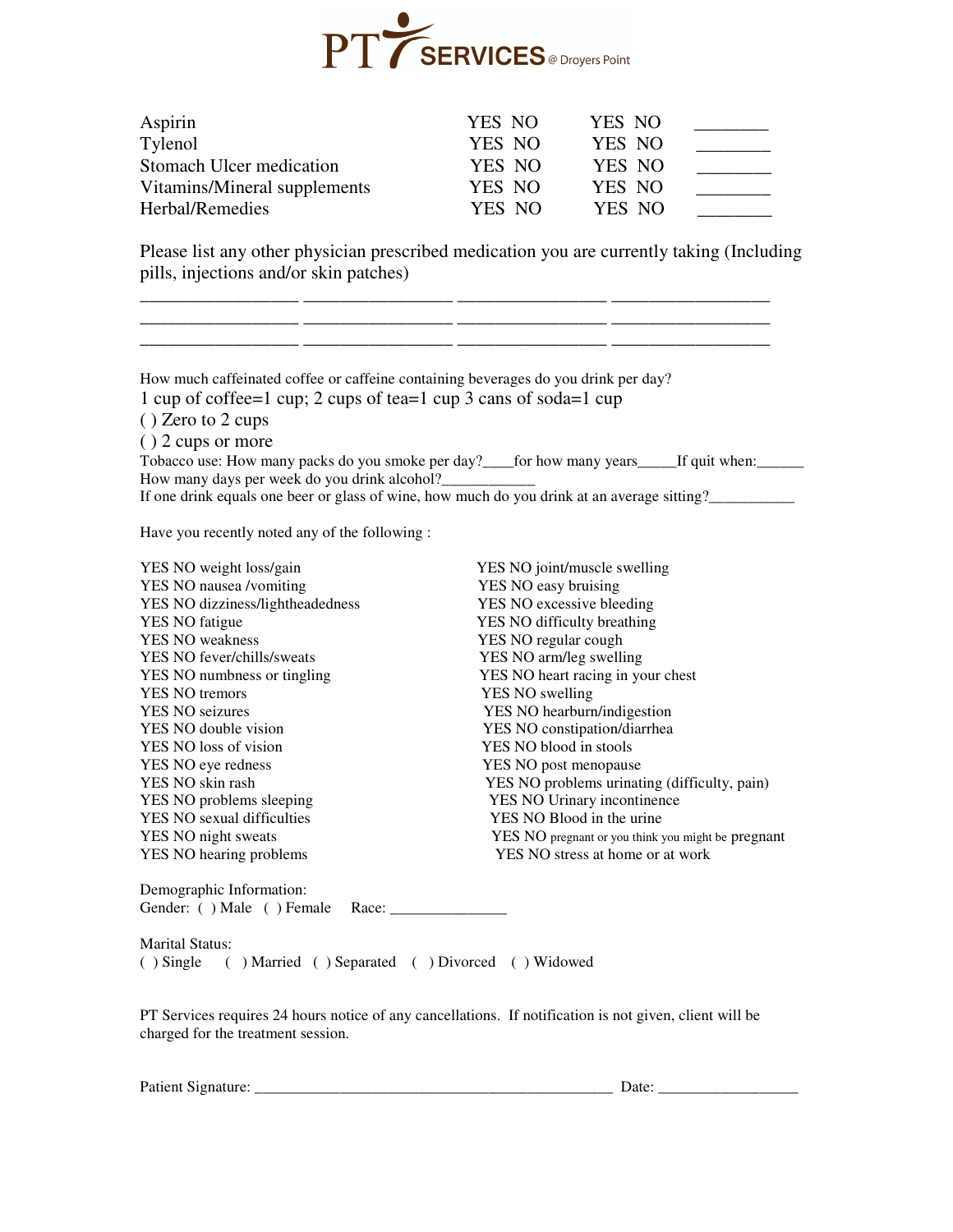PT SERVICES @ Droyers Point

| | | | |
|---|---|---|---|
| Aspirin | YES NO | YES NO | ________ |
| Tylenol | YES NO | YES NO | ________ |
| Stomach Ulcer medication | YES NO | YES NO | ________ |
| Vitamins/Mineral supplements | YES NO | YES NO | ________ |
| Herbal/Remedies | YES NO | YES NO | ________ |

Please list any other physician prescribed medication you are currently taking (Including pills, injections and/or skin patches)

_________________ ________________ ________________ _________________
_________________ ________________ ________________ _________________
_________________ ________________ ________________ _________________

How much caffeinated coffee or caffeine containing beverages do you drink per day?

1 cup of coffee=1 cup; 2 cups of tea=1 cup 3 cans of soda=1 cup

( ) Zero to 2 cups

( ) 2 cups or more

Tobacco use: How many packs do you smoke per day?____for how many years_____If quit when:______

How many days per week do you drink alcohol?____________

If one drink equals one beer or glass of wine, how much do you drink at an average sitting?___________

Have you recently noted any of the following :

YES NO weight loss/gain
YES NO nausea /vomiting
YES NO dizziness/lightheadedness
YES NO fatigue
YES NO weakness
YES NO fever/chills/sweats
YES NO numbness or tingling
YES NO tremors
YES NO seizures
YES NO double vision
YES NO loss of vision
YES NO eye redness
YES NO skin rash
YES NO problems sleeping
YES NO sexual difficulties
YES NO night sweats
YES NO hearing problems
YES NO joint/muscle swelling
YES NO easy bruising
YES NO excessive bleeding
YES NO difficulty breathing
YES NO regular cough
YES NO arm/leg swelling
YES NO heart racing in your chest
YES NO swelling
YES NO hearburn/indigestion
YES NO constipation/diarrhea
YES NO blood in stools
YES NO post menopause
YES NO problems urinating (difficulty, pain)
YES NO Urinary incontinence
YES NO Blood in the urine
YES NO pregnant or you think you might be pregnant
YES NO stress at home or at work

Demographic Information:

Gender: ( ) Male ( ) Female Race: _______________

Marital Status:

( ) Single ( ) Married ( ) Separated ( ) Divorced ( ) Widowed

PT Services requires 24 hours notice of any cancellations. If notification is not given, client will be charged for the treatment session.

Patient Signature: _______________________________________________ Date: __________________